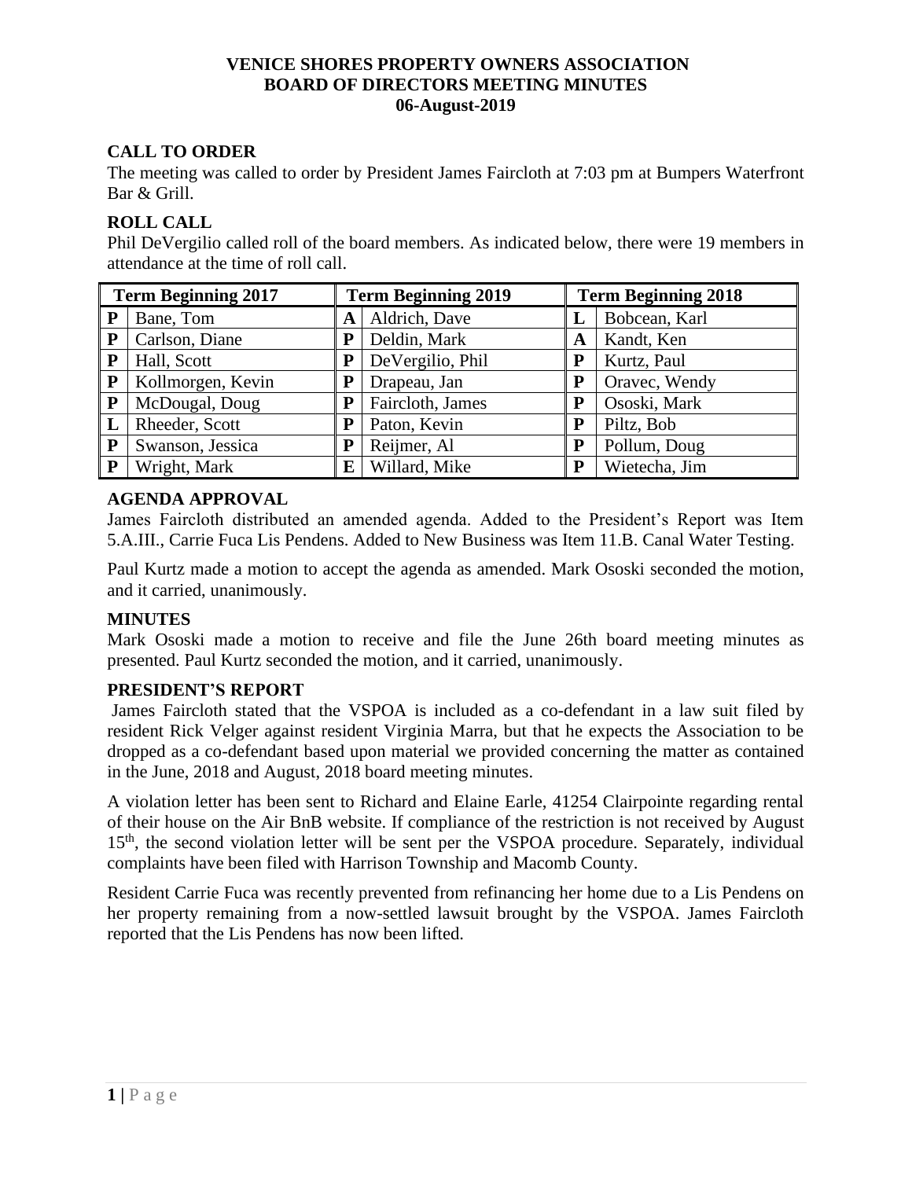# VENICE SHORES PROPERTY OWNERS ASSOCIATION
# BOARD OF DIRECTORS MEETING MINUTES
# 06-August-2019

## CALL TO ORDER

The meeting was called to order by President James Faircloth at 7:03 pm at Bumpers Waterfront Bar & Grill.

## ROLL CALL

Phil DeVergilio called roll of the board members. As indicated below, there were 19 members in attendance at the time of roll call.

| Term Beginning 2017 | | Term Beginning 2019 | | Term Beginning 2018 | |
|---|---|---|---|---|---|
| P | Bane, Tom | A | Aldrich, Dave | L | Bobcean, Karl |
| P | Carlson, Diane | P | Deldin, Mark | A | Kandt, Ken |
| P | Hall, Scott | P | DeVergilio, Phil | P | Kurtz, Paul |
| P | Kollmorgen, Kevin | P | Drapeau, Jan | P | Oravec, Wendy |
| P | McDougal, Doug | P | Faircloth, James | P | Ososki, Mark |
| L | Rheeder, Scott | P | Paton, Kevin | P | Piltz, Bob |
| P | Swanson, Jessica | P | Reijmer, Al | P | Pollum, Doug |
| P | Wright, Mark | E | Willard, Mike | P | Wietecha, Jim |

## AGENDA APPROVAL

James Faircloth distributed an amended agenda. Added to the President's Report was Item 5.A.III., Carrie Fuca Lis Pendens. Added to New Business was Item 11.B. Canal Water Testing.

Paul Kurtz made a motion to accept the agenda as amended. Mark Ososki seconded the motion, and it carried, unanimously.

## MINUTES

Mark Ososki made a motion to receive and file the June 26th board meeting minutes as presented. Paul Kurtz seconded the motion, and it carried, unanimously.

## PRESIDENT'S REPORT

James Faircloth stated that the VSPOA is included as a co-defendant in a law suit filed by resident Rick Velger against resident Virginia Marra, but that he expects the Association to be dropped as a co-defendant based upon material we provided concerning the matter as contained in the June, 2018 and August, 2018 board meeting minutes.

A violation letter has been sent to Richard and Elaine Earle, 41254 Clairpointe regarding rental of their house on the Air BnB website. If compliance of the restriction is not received by August 15th, the second violation letter will be sent per the VSPOA procedure. Separately, individual complaints have been filed with Harrison Township and Macomb County.

Resident Carrie Fuca was recently prevented from refinancing her home due to a Lis Pendens on her property remaining from a now-settled lawsuit brought by the VSPOA. James Faircloth reported that the Lis Pendens has now been lifted.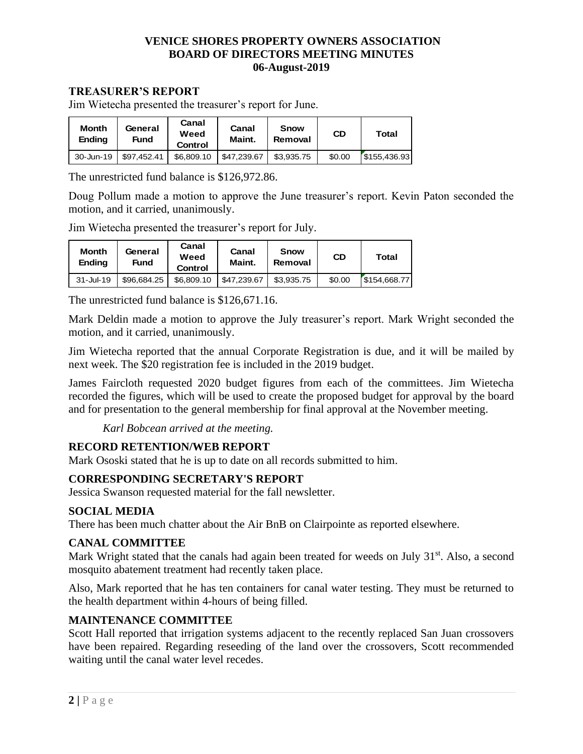**VENICE SHORES PROPERTY OWNERS ASSOCIATION**
**BOARD OF DIRECTORS MEETING MINUTES**
**06-August-2019**

## TREASURER'S REPORT

Jim Wietecha presented the treasurer's report for June.

| Month Ending | General Fund | Canal Weed Control | Canal Maint. | Snow Removal | CD | Total |
|---|---|---|---|---|---|---|
| 30-Jun-19 | \$97,452.41 | \$6,809.10 | \$47,239.67 | \$3,935.75 | \$0.00 | \$155,436.93 |

The unrestricted fund balance is \$126,972.86.

Doug Pollum made a motion to approve the June treasurer's report. Kevin Paton seconded the motion, and it carried, unanimously.

Jim Wietecha presented the treasurer's report for July.

| Month Ending | General Fund | Canal Weed Control | Canal Maint. | Snow Removal | CD | Total |
|---|---|---|---|---|---|---|
| 31-Jul-19 | \$96,684.25 | \$6,809.10 | \$47,239.67 | \$3,935.75 | \$0.00 | \$154,668.77 |

The unrestricted fund balance is \$126,671.16.

Mark Deldin made a motion to approve the July treasurer's report. Mark Wright seconded the motion, and it carried, unanimously.

Jim Wietecha reported that the annual Corporate Registration is due, and it will be mailed by next week. The \$20 registration fee is included in the 2019 budget.

James Faircloth requested 2020 budget figures from each of the committees. Jim Wietecha recorded the figures, which will be used to create the proposed budget for approval by the board and for presentation to the general membership for final approval at the November meeting.

*Karl Bobcean arrived at the meeting.*

## RECORD RETENTION/WEB REPORT

Mark Ososki stated that he is up to date on all records submitted to him.

## CORRESPONDING SECRETARY'S REPORT

Jessica Swanson requested material for the fall newsletter.

## SOCIAL MEDIA

There has been much chatter about the Air BnB on Clairpointe as reported elsewhere.

## CANAL COMMITTEE

Mark Wright stated that the canals had again been treated for weeds on July 31st. Also, a second mosquito abatement treatment had recently taken place.

Also, Mark reported that he has ten containers for canal water testing. They must be returned to the health department within 4-hours of being filled.

## MAINTENANCE COMMITTEE

Scott Hall reported that irrigation systems adjacent to the recently replaced San Juan crossovers have been repaired. Regarding reseeding of the land over the crossovers, Scott recommended waiting until the canal water level recedes.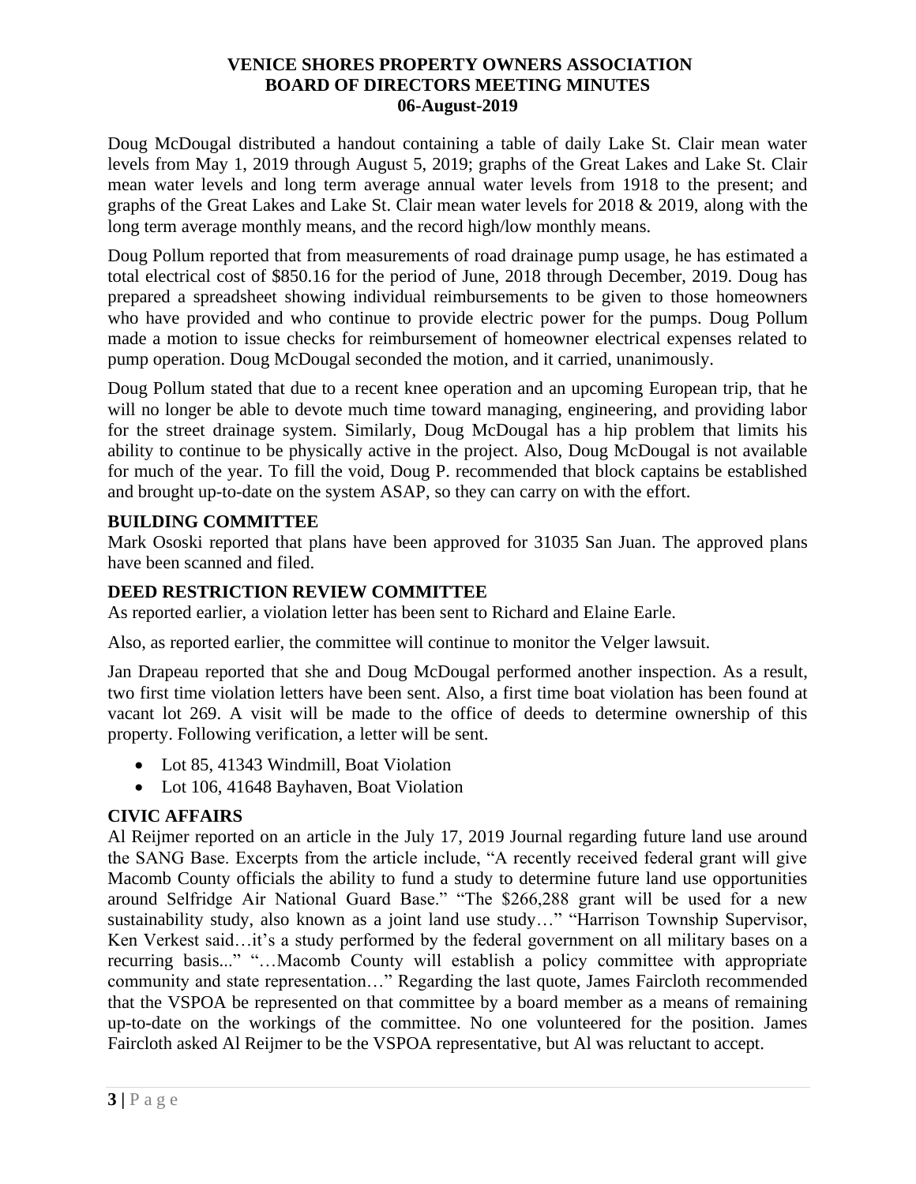**VENICE SHORES PROPERTY OWNERS ASSOCIATION**
**BOARD OF DIRECTORS MEETING MINUTES**
**06-August-2019**

Doug McDougal distributed a handout containing a table of daily Lake St. Clair mean water levels from May 1, 2019 through August 5, 2019; graphs of the Great Lakes and Lake St. Clair mean water levels and long term average annual water levels from 1918 to the present; and graphs of the Great Lakes and Lake St. Clair mean water levels for 2018 & 2019, along with the long term average monthly means, and the record high/low monthly means.

Doug Pollum reported that from measurements of road drainage pump usage, he has estimated a total electrical cost of $850.16 for the period of June, 2018 through December, 2019. Doug has prepared a spreadsheet showing individual reimbursements to be given to those homeowners who have provided and who continue to provide electric power for the pumps. Doug Pollum made a motion to issue checks for reimbursement of homeowner electrical expenses related to pump operation. Doug McDougal seconded the motion, and it carried, unanimously.

Doug Pollum stated that due to a recent knee operation and an upcoming European trip, that he will no longer be able to devote much time toward managing, engineering, and providing labor for the street drainage system. Similarly, Doug McDougal has a hip problem that limits his ability to continue to be physically active in the project. Also, Doug McDougal is not available for much of the year. To fill the void, Doug P. recommended that block captains be established and brought up-to-date on the system ASAP, so they can carry on with the effort.

## BUILDING COMMITTEE

Mark Ososki reported that plans have been approved for 31035 San Juan. The approved plans have been scanned and filed.

## DEED RESTRICTION REVIEW COMMITTEE

As reported earlier, a violation letter has been sent to Richard and Elaine Earle.

Also, as reported earlier, the committee will continue to monitor the Velger lawsuit.

Jan Drapeau reported that she and Doug McDougal performed another inspection. As a result, two first time violation letters have been sent. Also, a first time boat violation has been found at vacant lot 269. A visit will be made to the office of deeds to determine ownership of this property. Following verification, a letter will be sent.

- Lot 85, 41343 Windmill, Boat Violation
- Lot 106, 41648 Bayhaven, Boat Violation

## CIVIC AFFAIRS

Al Reijmer reported on an article in the July 17, 2019 Journal regarding future land use around the SANG Base. Excerpts from the article include, "A recently received federal grant will give Macomb County officials the ability to fund a study to determine future land use opportunities around Selfridge Air National Guard Base." "The $266,288 grant will be used for a new sustainability study, also known as a joint land use study…" "Harrison Township Supervisor, Ken Verkest said…it's a study performed by the federal government on all military bases on a recurring basis..." "…Macomb County will establish a policy committee with appropriate community and state representation…" Regarding the last quote, James Faircloth recommended that the VSPOA be represented on that committee by a board member as a means of remaining up-to-date on the workings of the committee. No one volunteered for the position. James Faircloth asked Al Reijmer to be the VSPOA representative, but Al was reluctant to accept.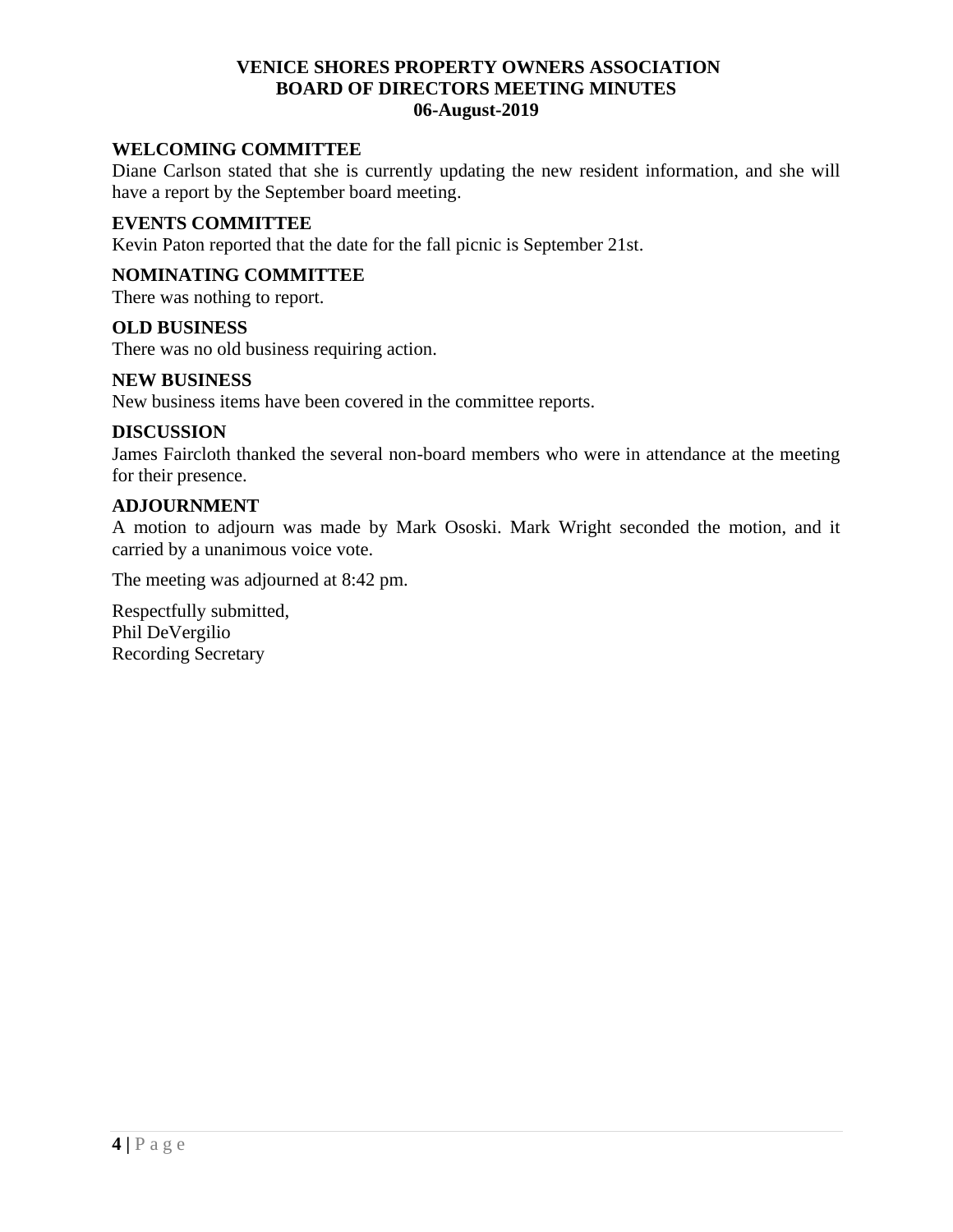**VENICE SHORES PROPERTY OWNERS ASSOCIATION**
**BOARD OF DIRECTORS MEETING MINUTES**
**06-August-2019**

## WELCOMING COMMITTEE

Diane Carlson stated that she is currently updating the new resident information, and she will have a report by the September board meeting.

## EVENTS COMMITTEE

Kevin Paton reported that the date for the fall picnic is September 21st.

## NOMINATING COMMITTEE

There was nothing to report.

## OLD BUSINESS

There was no old business requiring action.

## NEW BUSINESS

New business items have been covered in the committee reports.

## DISCUSSION

James Faircloth thanked the several non-board members who were in attendance at the meeting for their presence.

## ADJOURNMENT

A motion to adjourn was made by Mark Ososki. Mark Wright seconded the motion, and it carried by a unanimous voice vote.

The meeting was adjourned at 8:42 pm.

Respectfully submitted,
Phil DeVergilio
Recording Secretary